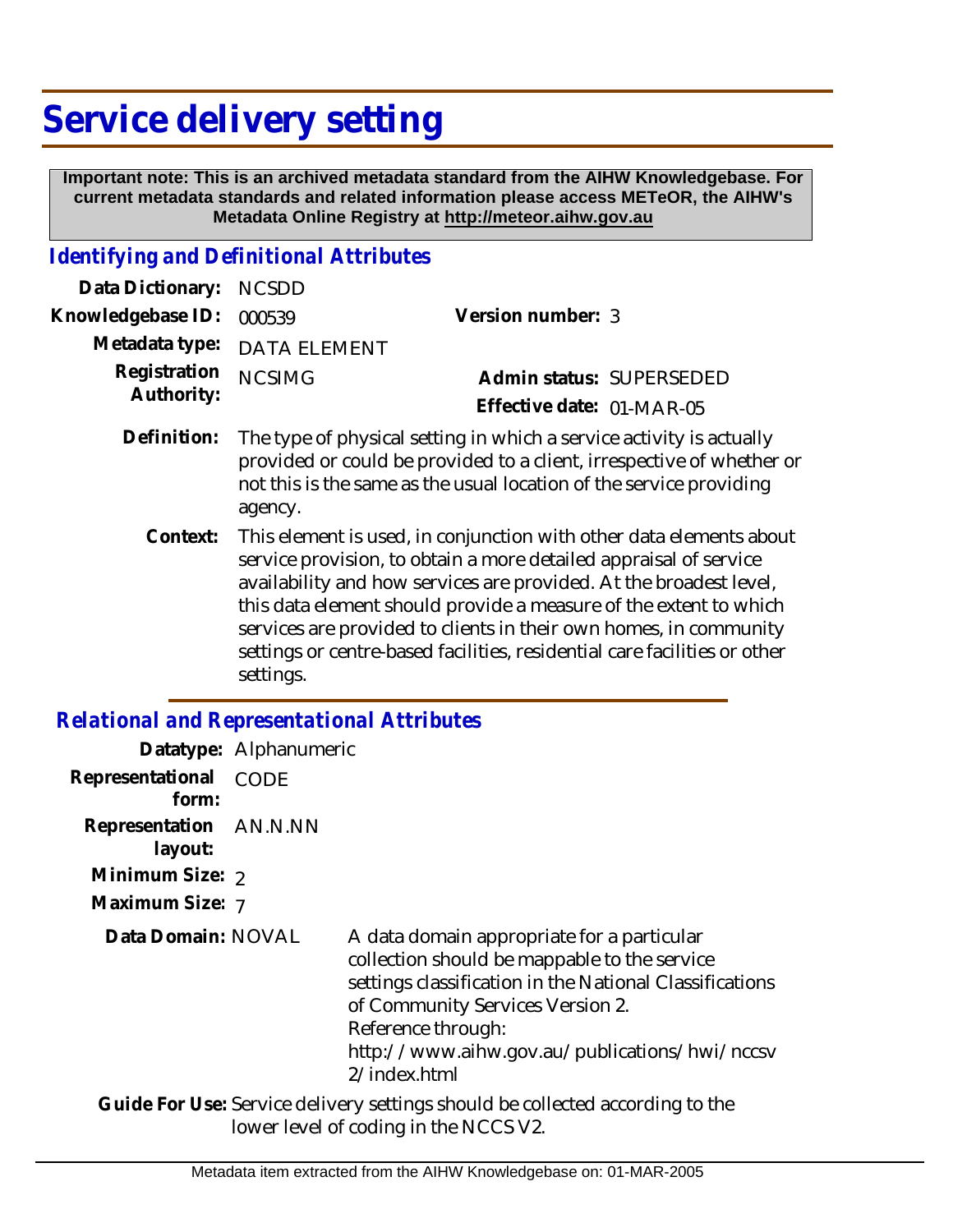# Service delivery setting

**Important note: This is an archived metadata standard from the AIHW Knowledgebase. For current metadata standards and related information please access METeOR, the AIHW's Metadata Online Registry at http://meteor.aihw.gov.au**

## Identifying and Definitional Attributes

**Data Dictionary:** NCSDD

**Knowledgebase ID:** 000539

**Version number:** 3

**Metadata type:** DATA ELEMENT

**Registration Authority:** NCSIMG

**Admin status:** SUPERSEDED

**Effective date:** 01-MAR-05

**Definition:** The type of physical setting in which a service activity is actually provided or could be provided to a client, irrespective of whether or not this is the same as the usual location of the service providing agency.

**Context:** This element is used, in conjunction with other data elements about service provision, to obtain a more detailed appraisal of service availability and how services are provided. At the broadest level, this data element should provide a measure of the extent to which services are provided to clients in their own homes, in community settings or centre-based facilities, residential care facilities or other settings.

## Relational and Representational Attributes

**Datatype:** Alphanumeric

**Representational form:** CODE

**Representation layout:** AN.N.NN

**Minimum Size:** 2

**Maximum Size:** 7

**Data Domain:** NOVAL

A data domain appropriate for a particular collection should be mappable to the service settings classification in the National Classifications of Community Services Version 2.
Reference through:
http://www.aihw.gov.au/publications/hwi/nccsv2/index.html

**Guide For Use:** Service delivery settings should be collected according to the lower level of coding in the NCCS V2.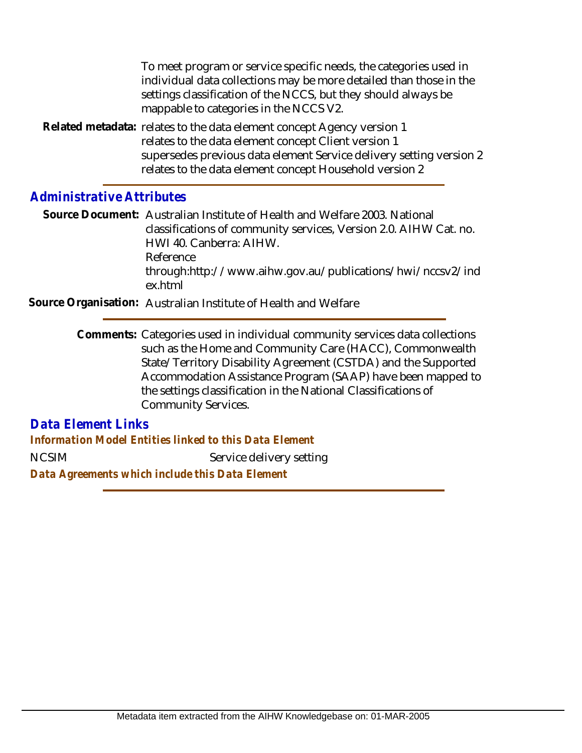To meet program or service specific needs, the categories used in individual data collections may be more detailed than those in the settings classification of the NCCS, but they should always be mappable to categories in the NCCS V2.

**Related metadata:** relates to the data element concept Agency version 1
relates to the data element concept Client version 1
supersedes previous data element Service delivery setting version 2
relates to the data element concept Household version 2

## Administrative Attributes

**Source Document:** Australian Institute of Health and Welfare 2003. National classifications of community services, Version 2.0. AIHW Cat. no. HWI 40. Canberra: AIHW.
Reference through:http://www.aihw.gov.au/publications/hwi/nccsv2/index.html

**Source Organisation:** Australian Institute of Health and Welfare

**Comments:** Categories used in individual community services data collections such as the Home and Community Care (HACC), Commonwealth State/Territory Disability Agreement (CSTDA) and the Supported Accommodation Assistance Program (SAAP) have been mapped to the settings classification in the National Classifications of Community Services.

## Data Element Links

### Information Model Entities linked to this Data Element

NCSIM Service delivery setting

### Data Agreements which include this Data Element

Metadata item extracted from the AIHW Knowledgebase on: 01-MAR-2005